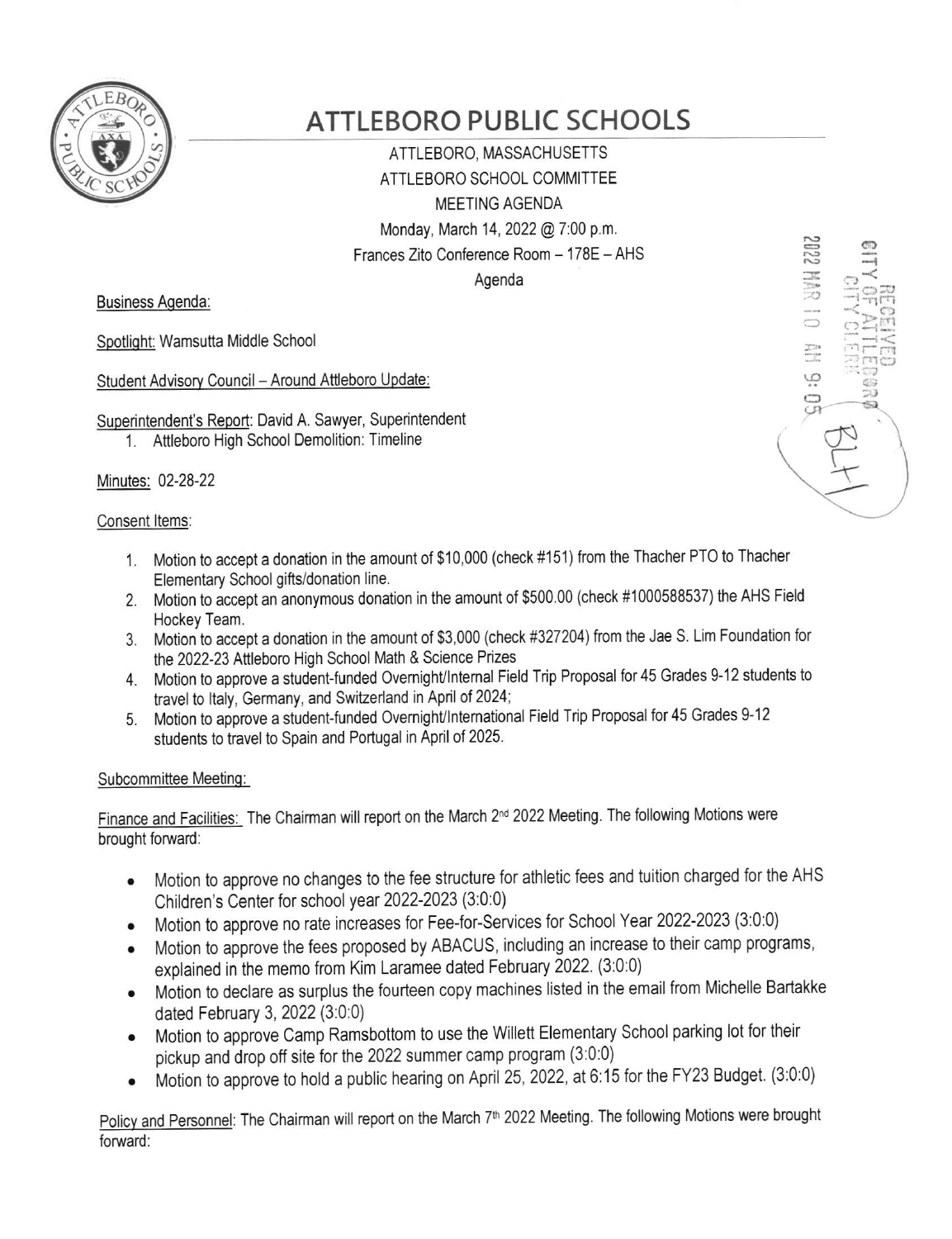# ATTLEBORO PUBLIC SCHOOLS

ATTLEBORO, MASSACHUSETTS
ATTLEBORO SCHOOL COMMITTEE
MEETING AGENDA
Monday, March 14, 2022 @ 7:00 p.m.
Frances Zito Conference Room – 178E – AHS
Agenda

RECEIVED
CITY OF ATTLEBORO
CITY CLERK
2022 MAR 10 AM 9:05

BLH

Business Agenda:

Spotlight: Wamsutta Middle School

Student Advisory Council – Around Attleboro Update:

Superintendent's Report: David A. Sawyer, Superintendent

1. Attleboro High School Demolition: Timeline

Minutes: 02-28-22

Consent Items:

1. Motion to accept a donation in the amount of $10,000 (check #151) from the Thacher PTO to Thacher Elementary School gifts/donation line.
2. Motion to accept an anonymous donation in the amount of $500.00 (check #1000588537) the AHS Field Hockey Team.
3. Motion to accept a donation in the amount of $3,000 (check #327204) from the Jae S. Lim Foundation for the 2022-23 Attleboro High School Math & Science Prizes
4. Motion to approve a student-funded Overnight/Internal Field Trip Proposal for 45 Grades 9-12 students to travel to Italy, Germany, and Switzerland in April of 2024;
5. Motion to approve a student-funded Overnight/International Field Trip Proposal for 45 Grades 9-12 students to travel to Spain and Portugal in April of 2025.

Subcommittee Meeting:

Finance and Facilities: The Chairman will report on the March 2nd 2022 Meeting. The following Motions were brought forward:

- Motion to approve no changes to the fee structure for athletic fees and tuition charged for the AHS Children's Center for school year 2022-2023 (3:0:0)
- Motion to approve no rate increases for Fee-for-Services for School Year 2022-2023 (3:0:0)
- Motion to approve the fees proposed by ABACUS, including an increase to their camp programs, explained in the memo from Kim Laramee dated February 2022. (3:0:0)
- Motion to declare as surplus the fourteen copy machines listed in the email from Michelle Bartakke dated February 3, 2022 (3:0:0)
- Motion to approve Camp Ramsbottom to use the Willett Elementary School parking lot for their pickup and drop off site for the 2022 summer camp program (3:0:0)
- Motion to approve to hold a public hearing on April 25, 2022, at 6:15 for the FY23 Budget. (3:0:0)

Policy and Personnel: The Chairman will report on the March 7th 2022 Meeting. The following Motions were brought forward: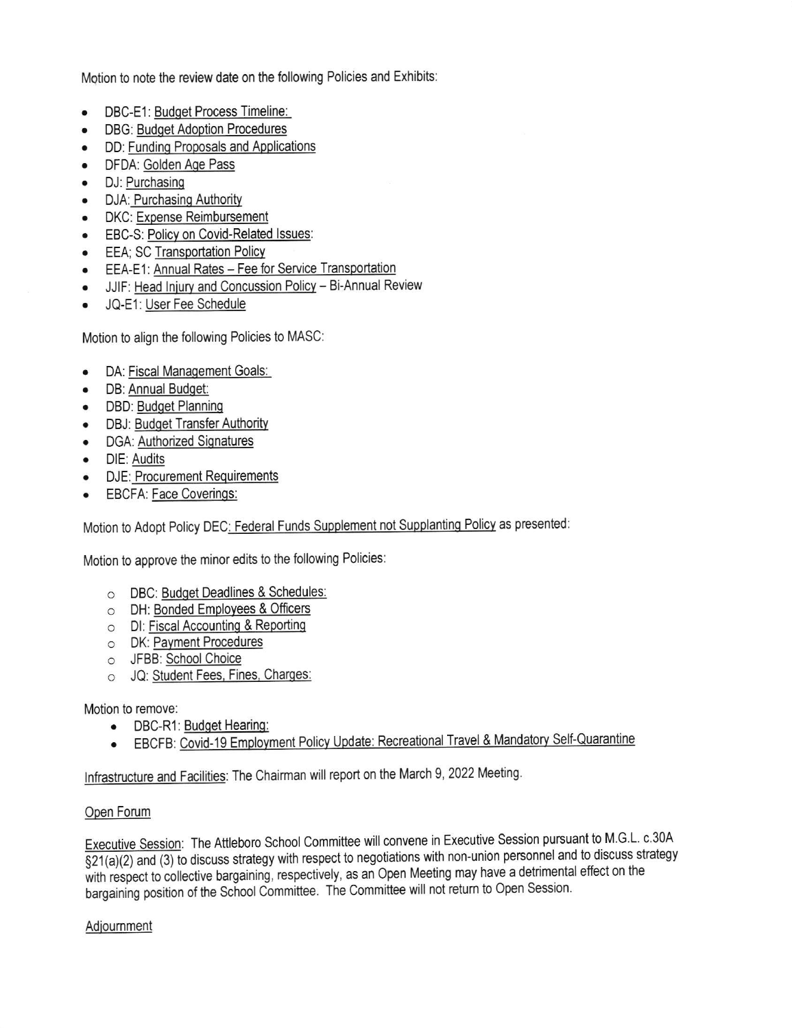Motion to note the review date on the following Policies and Exhibits:

- DBC-E1: Budget Process Timeline:
- DBG: Budget Adoption Procedures
- DD: Funding Proposals and Applications
- DFDA: Golden Age Pass
- DJ: Purchasing
- DJA: Purchasing Authority
- DKC: Expense Reimbursement
- EBC-S: Policy on Covid-Related Issues:
- EEA; SC Transportation Policy
- EEA-E1: Annual Rates – Fee for Service Transportation
- JJIF: Head Injury and Concussion Policy – Bi-Annual Review
- JQ-E1: User Fee Schedule

Motion to align the following Policies to MASC:

- DA: Fiscal Management Goals:
- DB: Annual Budget:
- DBD: Budget Planning
- DBJ: Budget Transfer Authority
- DGA: Authorized Signatures
- DIE: Audits
- DJE: Procurement Requirements
- EBCFA: Face Coverings:

Motion to Adopt Policy DEC: Federal Funds Supplement not Supplanting Policy as presented:

Motion to approve the minor edits to the following Policies:

- DBC: Budget Deadlines & Schedules:
- DH: Bonded Employees & Officers
- DI: Fiscal Accounting & Reporting
- DK: Payment Procedures
- JFBB: School Choice
- JQ: Student Fees, Fines, Charges:

Motion to remove:

- DBC-R1: Budget Hearing:
- EBCFB: Covid-19 Employment Policy Update: Recreational Travel & Mandatory Self-Quarantine

Infrastructure and Facilities: The Chairman will report on the March 9, 2022 Meeting.

Open Forum

Executive Session: The Attleboro School Committee will convene in Executive Session pursuant to M.G.L. c.30A §21(a)(2) and (3) to discuss strategy with respect to negotiations with non-union personnel and to discuss strategy with respect to collective bargaining, respectively, as an Open Meeting may have a detrimental effect on the bargaining position of the School Committee. The Committee will not return to Open Session.

Adjournment